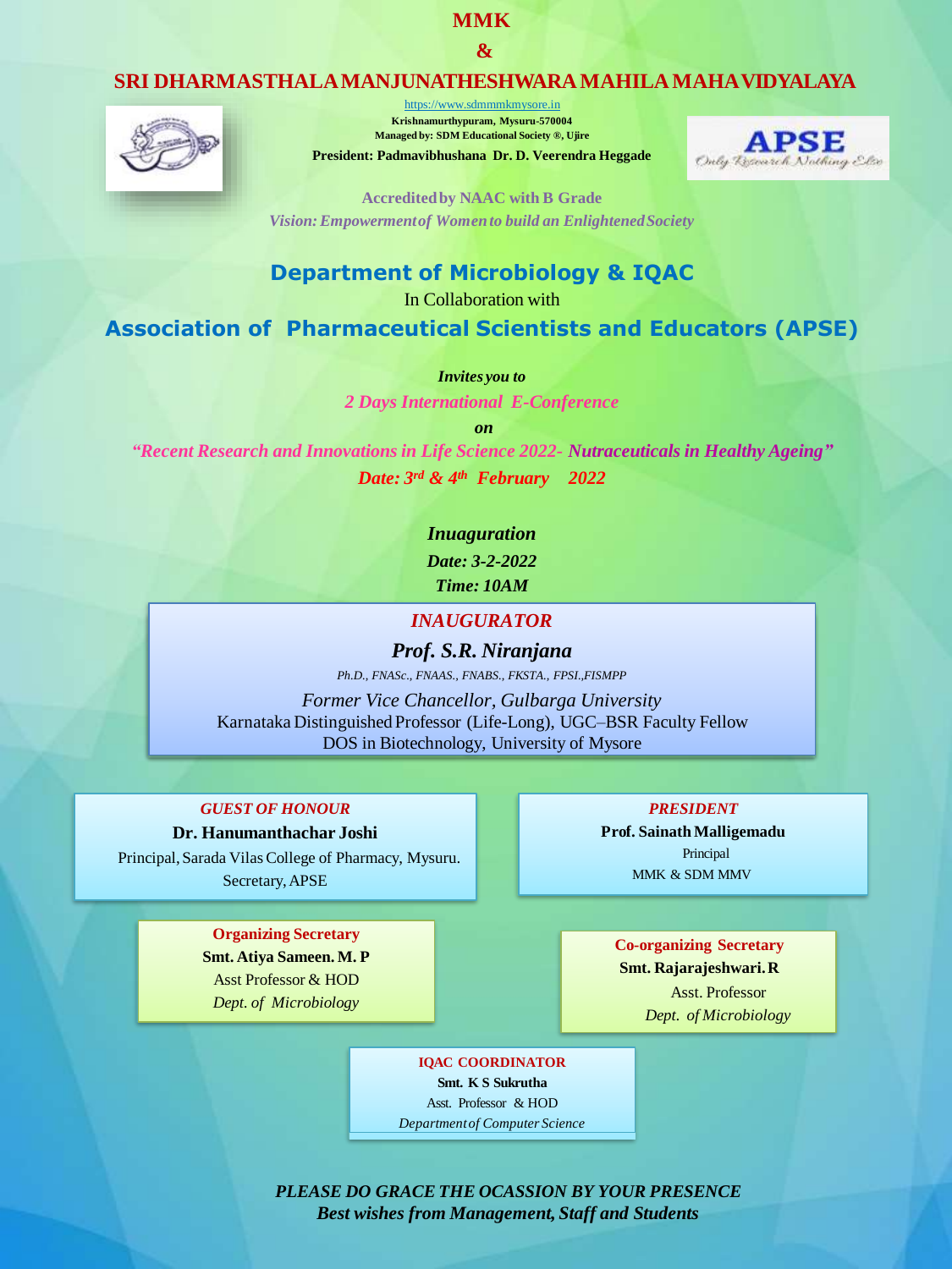# MMK

# &

# SRI DHARMASTHALA MANJUNATHESHWARA MAHILA MAHAVIDYALAYA

https://www.sdmmmkmysore.in

**Krishnamurthypuram, Mysuru-570004**

**Managed by: SDM Educational Society ®, Ujire**

**President: Padmavibhushana Dr. D. Veerendra Heggade**

APSE *Only Research Nothing Else*

**Accredited by NAAC with B Grade**

***Vision: Empowerment of Women to build an Enlightened Society***

## Department of Microbiology & IQAC

In Collaboration with

## Association of Pharmaceutical Scientists and Educators (APSE)

***Invites you to***

***2 Days International E-Conference***

***on***

***"Recent Research and Innovations in Life Science 2022- Nutraceuticals in Healthy Ageing"***

***Date: 3rd & 4th February 2022***

***Inuaguration***

***Date: 3-2-2022***

***Time: 10AM***

***INAUGURATOR***

***Prof. S.R. Niranjana***

*Ph.D., FNASc., FNAAS., FNABS., FKSTA., FPSI.,FISMPP*

*Former Vice Chancellor, Gulbarga University*

Karnataka Distinguished Professor (Life-Long), UGC–BSR Faculty Fellow

DOS in Biotechnology, University of Mysore

***GUEST OF HONOUR***

**Dr. Hanumanthachar Joshi**

Principal, Sarada Vilas College of Pharmacy, Mysuru.

Secretary, APSE

***PRESIDENT***

**Prof. Sainath Malligemadu**

Principal

MMK & SDM MMV

**Organizing Secretary**

**Smt. Atiya Sameen. M. P**

Asst Professor & HOD

*Dept. of Microbiology*

**Co-organizing Secretary**

**Smt. Rajarajeshwari. R**

Asst. Professor

*Dept. of Microbiology*

**IQAC COORDINATOR**

**Smt. K S Sukrutha**

Asst. Professor & HOD

*Department of Computer Science*

***PLEASE DO GRACE THE OCASSION BY YOUR PRESENCE***

***Best wishes from Management, Staff and Students***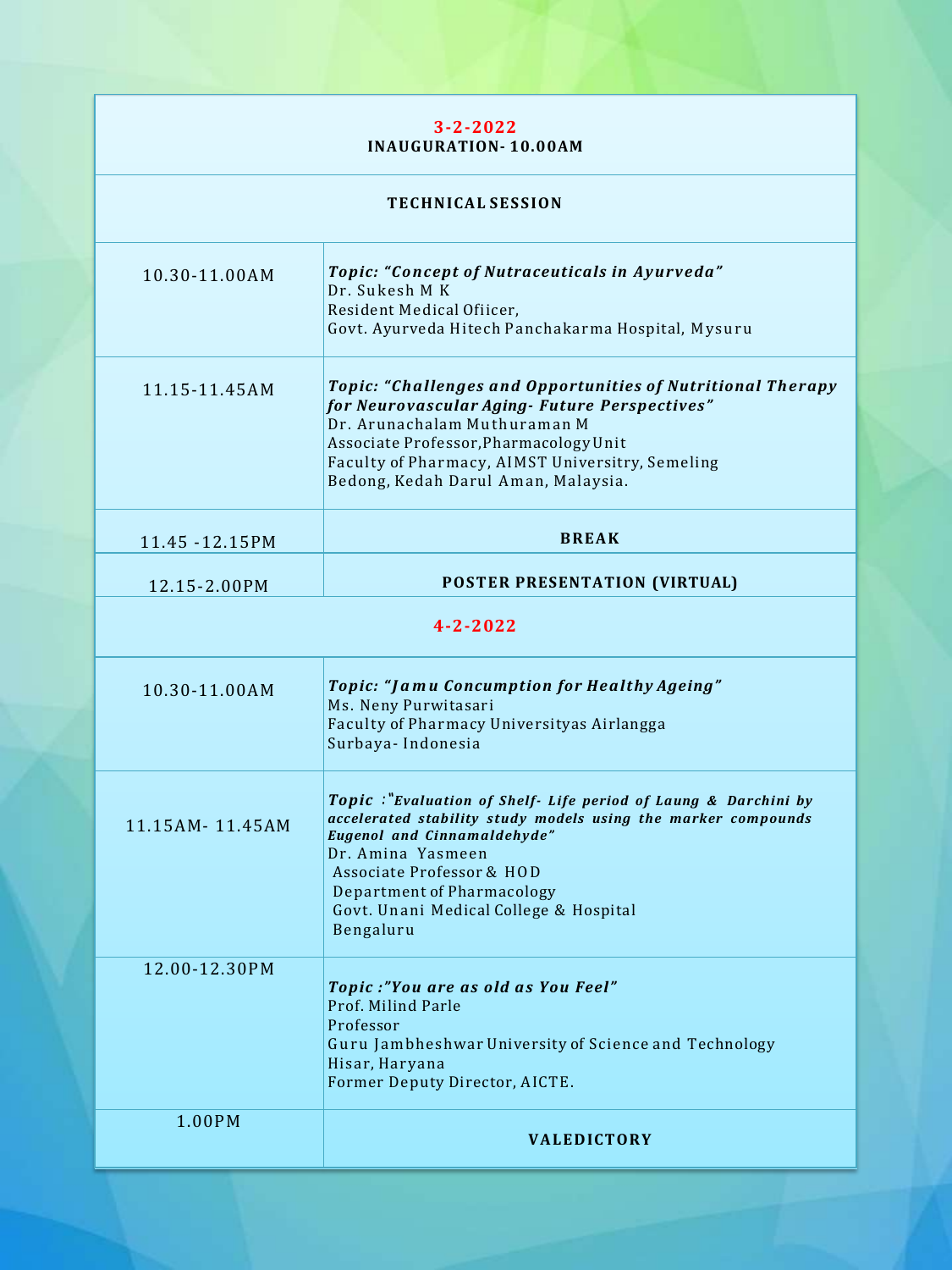| | |
|---|---|
| **3-2-2022** **INAUGURATION- 10.00AM** | |
| **TECHNICAL SESSION** | |
| 10.30-11.00AM | ***Topic: "Concept of Nutraceuticals in Ayurveda"*** Dr. Sukesh M K Resident Medical Ofiicer, Govt. Ayurveda Hitech Panchakarma Hospital, Mysuru |
| 11.15-11.45AM | ***Topic: "Challenges and Opportunities of Nutritional Therapy for Neurovascular Aging- Future Perspectives"*** Dr. Arunachalam Muthuraman M Associate Professor,Pharmacology Unit Faculty of Pharmacy, AIMST Universitry, Semeling Bedong, Kedah Darul Aman, Malaysia. |
| 11.45 -12.15PM | **BREAK** |
| 12.15-2.00PM | **POSTER PRESENTATION (VIRTUAL)** |
| **4-2-2022** | |
| 10.30-11.00AM | ***Topic: "Jamu Concumption for Healthy Ageing"*** Ms. Neny Purwitasari Faculty of Pharmacy Universityas Airlangga Surbaya- Indonesia |
| 11.15AM- 11.45AM | ***Topic :"Evaluation of Shelf- Life period of Laung & Darchini by accelerated stability study models using the marker compounds Eugenol and Cinnamaldehyde"*** Dr. Amina Yasmeen Associate Professor & HOD Department of Pharmacology Govt. Unani Medical College & Hospital Bengaluru |
| 12.00-12.30PM | ***Topic :"You are as old as You Feel"*** Prof. Milind Parle Professor Guru Jambheshwar University of Science and Technology Hisar, Haryana Former Deputy Director, AICTE. |
| 1.00PM | **VALEDICTORY** |